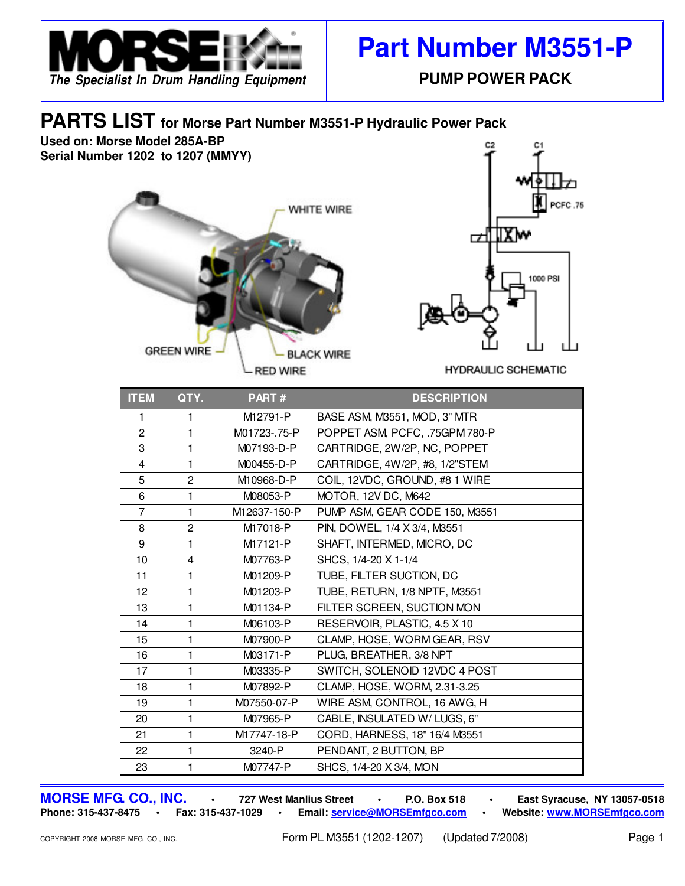**MORSE** *The Specialist In Drum Handling Equipment*

# Part Number M3551-P

## PUMP POWER PACK

## PARTS LIST for Morse Part Number M3551-P Hydraulic Power Pack

**Used on: Morse Model 285A-BP**
**Serial Number 1202 to 1207 (MMYY)**

WHITE WIRE
GREEN WIRE
BLACK WIRE
RED WIRE

C2 C1 PCFC .75 1000 PSI

HYDRAULIC SCHEMATIC

| ITEM | QTY. | PART # | DESCRIPTION |
|---|---|---|---|
| 1 | 1 | M12791-P | BASE ASM, M3551, MOD, 3" MTR |
| 2 | 1 | M01723-.75-P | POPPET ASM, PCFC, .75GPM 780-P |
| 3 | 1 | M07193-D-P | CARTRIDGE, 2W/2P, NC, POPPET |
| 4 | 1 | M00455-D-P | CARTRIDGE, 4W/2P, #8, 1/2"STEM |
| 5 | 2 | M10968-D-P | COIL, 12VDC, GROUND, #8 1 WIRE |
| 6 | 1 | M08053-P | MOTOR, 12V DC, M642 |
| 7 | 1 | M12637-150-P | PUMP ASM, GEAR CODE 150, M3551 |
| 8 | 2 | M17018-P | PIN, DOWEL, 1/4 X 3/4, M3551 |
| 9 | 1 | M17121-P | SHAFT, INTERMED, MICRO, DC |
| 10 | 4 | M07763-P | SHCS, 1/4-20 X 1-1/4 |
| 11 | 1 | M01209-P | TUBE, FILTER SUCTION, DC |
| 12 | 1 | M01203-P | TUBE, RETURN, 1/8 NPTF, M3551 |
| 13 | 1 | M01134-P | FILTER SCREEN, SUCTION MON |
| 14 | 1 | M06103-P | RESERVOIR, PLASTIC, 4.5 X 10 |
| 15 | 1 | M07900-P | CLAMP, HOSE, WORM GEAR, RSV |
| 16 | 1 | M03171-P | PLUG, BREATHER, 3/8 NPT |
| 17 | 1 | M03335-P | SWITCH, SOLENOID 12VDC 4 POST |
| 18 | 1 | M07892-P | CLAMP, HOSE, WORM, 2.31-3.25 |
| 19 | 1 | M07550-07-P | WIRE ASM, CONTROL, 16 AWG, H |
| 20 | 1 | M07965-P | CABLE, INSULATED W/ LUGS, 6" |
| 21 | 1 | M17747-18-P | CORD, HARNESS, 18" 16/4 M3551 |
| 22 | 1 | 3240-P | PENDANT, 2 BUTTON, BP |
| 23 | 1 | M07747-P | SHCS, 1/4-20 X 3/4, MON |

**MORSE MFG. CO., INC.** • 727 West Manlius Street • P.O. Box 518 • East Syracuse, NY 13057-0518
Phone: 315-437-8475 • Fax: 315-437-1029 • Email: service@MORSEmfgco.com • Website: www.MORSEmfgco.com

COPYRIGHT 2008 MORSE MFG. CO., INC. Form PL M3551 (1202-1207) (Updated 7/2008)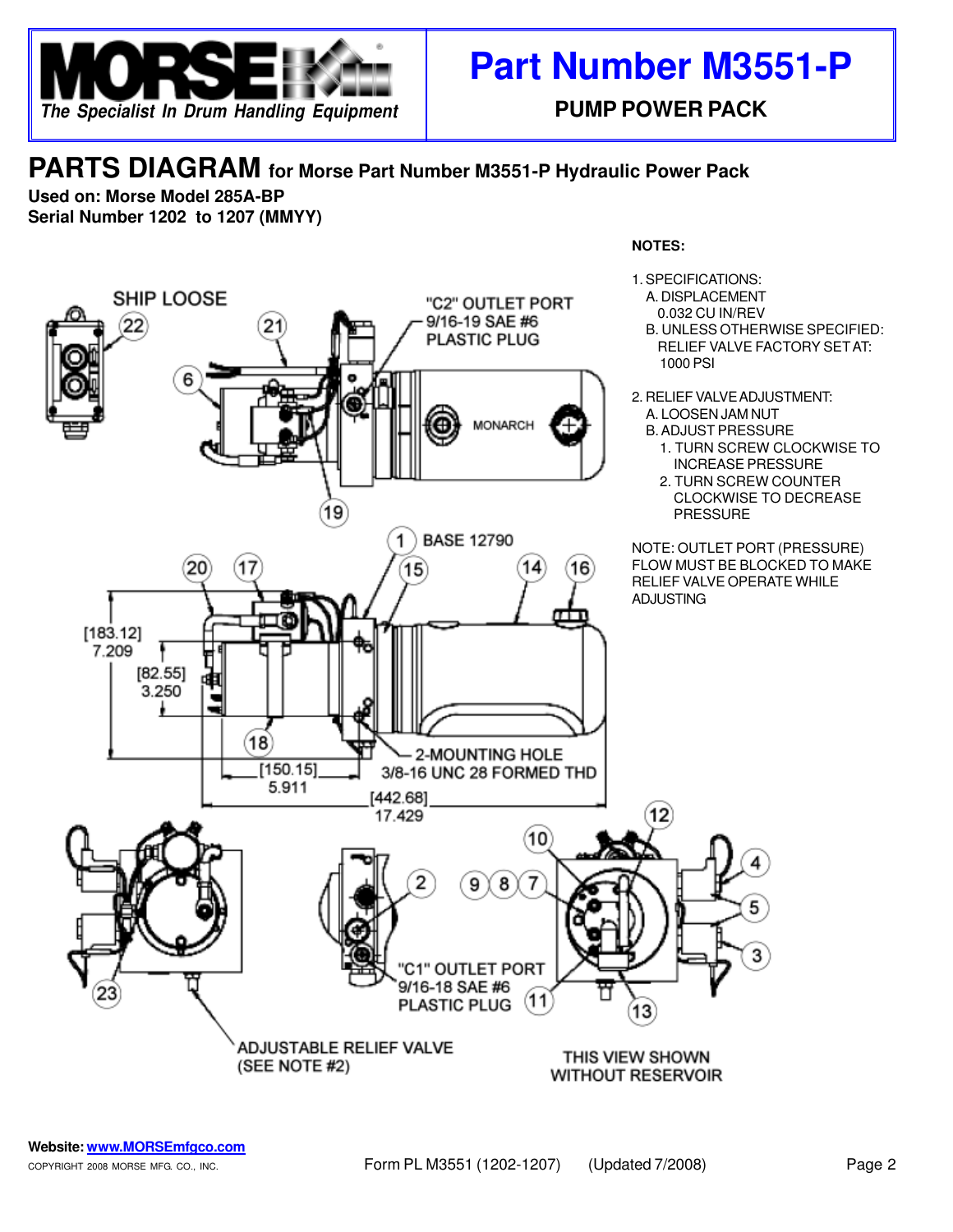# Part Number M3551-P

**PUMP POWER PACK**

## PARTS DIAGRAM for Morse Part Number M3551-P Hydraulic Power Pack

**Used on: Morse Model 285A-BP**
**Serial Number 1202 to 1207 (MMYY)**

SHIP LOOSE

"C2" OUTLET PORT
9/16-19 SAE #6
PLASTIC PLUG

MONARCH

BASE 12790

[183.12]
7.209

[82.55]
3.250

2-MOUNTING HOLE
3/8-16 UNC 28 FORMED THD

[150.15]
5.911

[442.68]
17.429

"C1" OUTLET PORT
9/16-18 SAE #6
PLASTIC PLUG

ADJUSTABLE RELIEF VALVE
(SEE NOTE #2)

THIS VIEW SHOWN
WITHOUT RESERVOIR

**NOTES:**

1. SPECIFICATIONS:
   A. DISPLACEMENT
      0.032 CU IN/REV
   B. UNLESS OTHERWISE SPECIFIED:
      RELIEF VALVE FACTORY SET AT:
      1000 PSI

2. RELIEF VALVE ADJUSTMENT:
   A. LOOSEN JAM NUT
   B. ADJUST PRESSURE
      1. TURN SCREW CLOCKWISE TO INCREASE PRESSURE
      2. TURN SCREW COUNTER CLOCKWISE TO DECREASE PRESSURE

NOTE: OUTLET PORT (PRESSURE) FLOW MUST BE BLOCKED TO MAKE RELIEF VALVE OPERATE WHILE ADJUSTING

**Website: www.MORSEmfgco.com**

COPYRIGHT 2008 MORSE MFG. CO., INC.

Form PL M3551 (1202-1207) (Updated 7/2008)